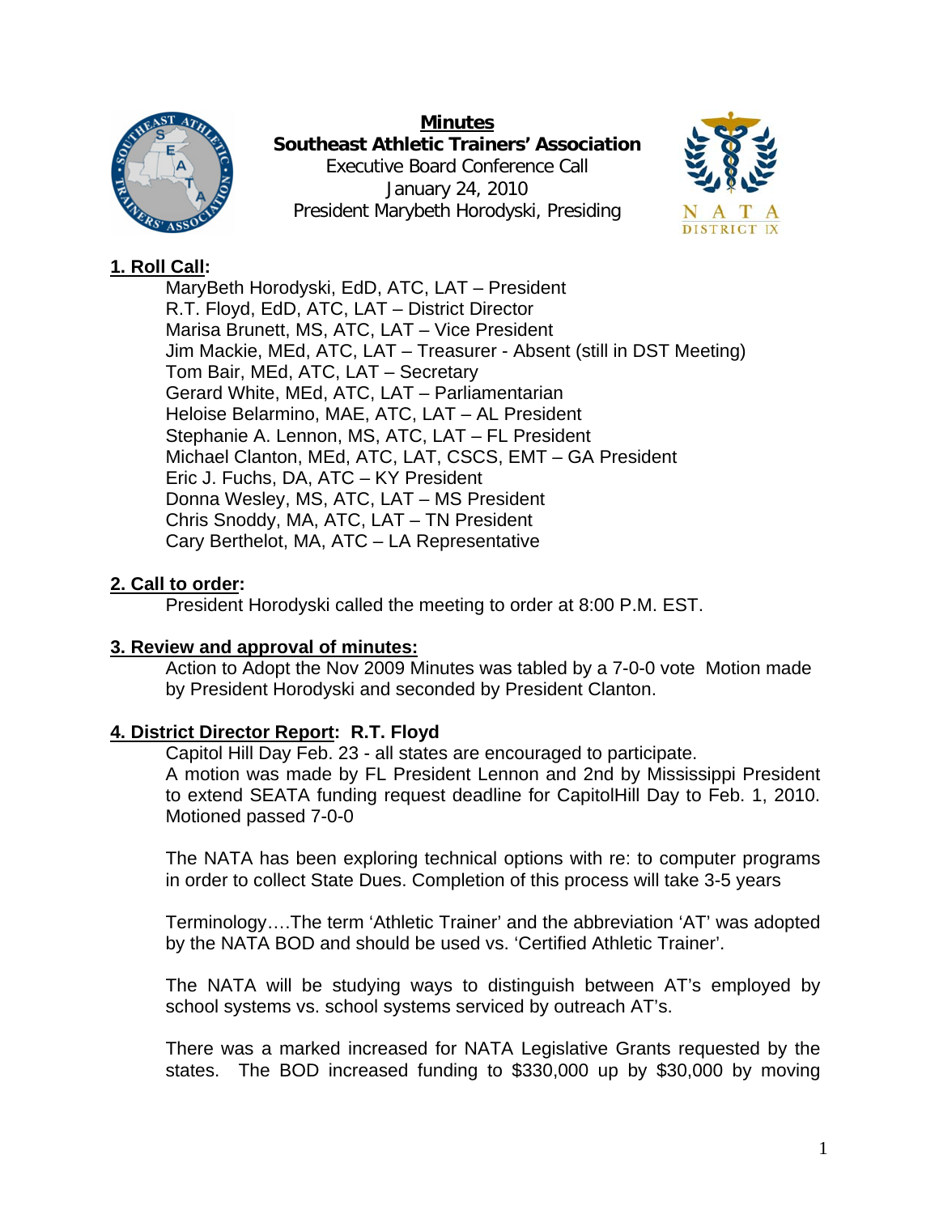# Minutes

**Southeast Athletic Trainers' Association**
Executive Board Conference Call
January 24, 2010
President Marybeth Horodyski, Presiding

## 1. Roll Call:

MaryBeth Horodyski, EdD, ATC, LAT – President
R.T. Floyd, EdD, ATC, LAT – District Director
Marisa Brunett, MS, ATC, LAT – Vice President
Jim Mackie, MEd, ATC, LAT – Treasurer - Absent (still in DST Meeting)
Tom Bair, MEd, ATC, LAT – Secretary
Gerard White, MEd, ATC, LAT – Parliamentarian
Heloise Belarmino, MAE, ATC, LAT – AL President
Stephanie A. Lennon, MS, ATC, LAT – FL President
Michael Clanton, MEd, ATC, LAT, CSCS, EMT – GA President
Eric J. Fuchs, DA, ATC – KY President
Donna Wesley, MS, ATC, LAT – MS President
Chris Snoddy, MA, ATC, LAT – TN President
Cary Berthelot, MA, ATC – LA Representative

## 2. Call to order:

President Horodyski called the meeting to order at 8:00 P.M. EST.

## 3. Review and approval of minutes:

Action to Adopt the Nov 2009 Minutes was tabled by a 7-0-0 vote Motion made by President Horodyski and seconded by President Clanton.

## 4. District Director Report: R.T. Floyd

Capitol Hill Day Feb. 23 - all states are encouraged to participate.
A motion was made by FL President Lennon and 2nd by Mississippi President to extend SEATA funding request deadline for CapitolHill Day to Feb. 1, 2010. Motioned passed 7-0-0

The NATA has been exploring technical options with re: to computer programs in order to collect State Dues. Completion of this process will take 3-5 years

Terminology….The term 'Athletic Trainer' and the abbreviation 'AT' was adopted by the NATA BOD and should be used vs. 'Certified Athletic Trainer'.

The NATA will be studying ways to distinguish between AT's employed by school systems vs. school systems serviced by outreach AT's.

There was a marked increased for NATA Legislative Grants requested by the states. The BOD increased funding to $330,000 up by $30,000 by moving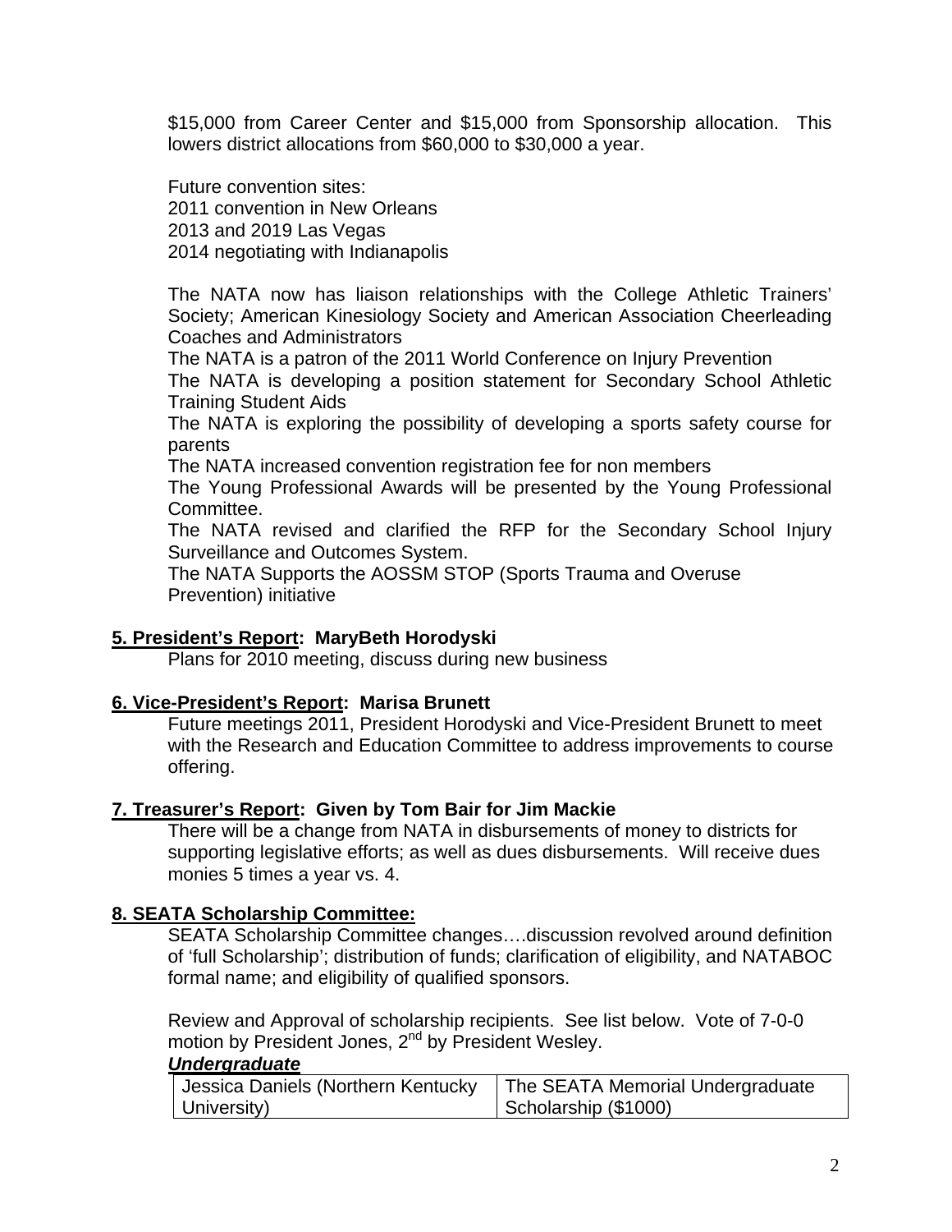$15,000 from Career Center and $15,000 from Sponsorship allocation. This lowers district allocations from $60,000 to $30,000 a year.

Future convention sites:
2011 convention in New Orleans
2013 and 2019 Las Vegas
2014 negotiating with Indianapolis

The NATA now has liaison relationships with the College Athletic Trainers' Society; American Kinesiology Society and American Association Cheerleading Coaches and Administrators
The NATA is a patron of the 2011 World Conference on Injury Prevention
The NATA is developing a position statement for Secondary School Athletic Training Student Aids
The NATA is exploring the possibility of developing a sports safety course for parents
The NATA increased convention registration fee for non members
The Young Professional Awards will be presented by the Young Professional Committee.
The NATA revised and clarified the RFP for the Secondary School Injury Surveillance and Outcomes System.
The NATA Supports the AOSSM STOP (Sports Trauma and Overuse Prevention) initiative

**<u>5. President's Report</u>: MaryBeth Horodyski**

Plans for 2010 meeting, discuss during new business

**<u>6. Vice-President's Report</u>: Marisa Brunett**

Future meetings 2011, President Horodyski and Vice-President Brunett to meet with the Research and Education Committee to address improvements to course offering.

**<u>7. Treasurer's Report</u>: Given by Tom Bair for Jim Mackie**

There will be a change from NATA in disbursements of money to districts for supporting legislative efforts; as well as dues disbursements. Will receive dues monies 5 times a year vs. 4.

**<u>8. SEATA Scholarship Committee:</u>**

SEATA Scholarship Committee changes….discussion revolved around definition of 'full Scholarship'; distribution of funds; clarification of eligibility, and NATABOC formal name; and eligibility of qualified sponsors.

Review and Approval of scholarship recipients. See list below. Vote of 7-0-0 motion by President Jones, 2nd by President Wesley.

***<u>Undergraduate</u>***

| | |
|---|---|
| Jessica Daniels (Northern Kentucky University) | The SEATA Memorial Undergraduate Scholarship ($1000) |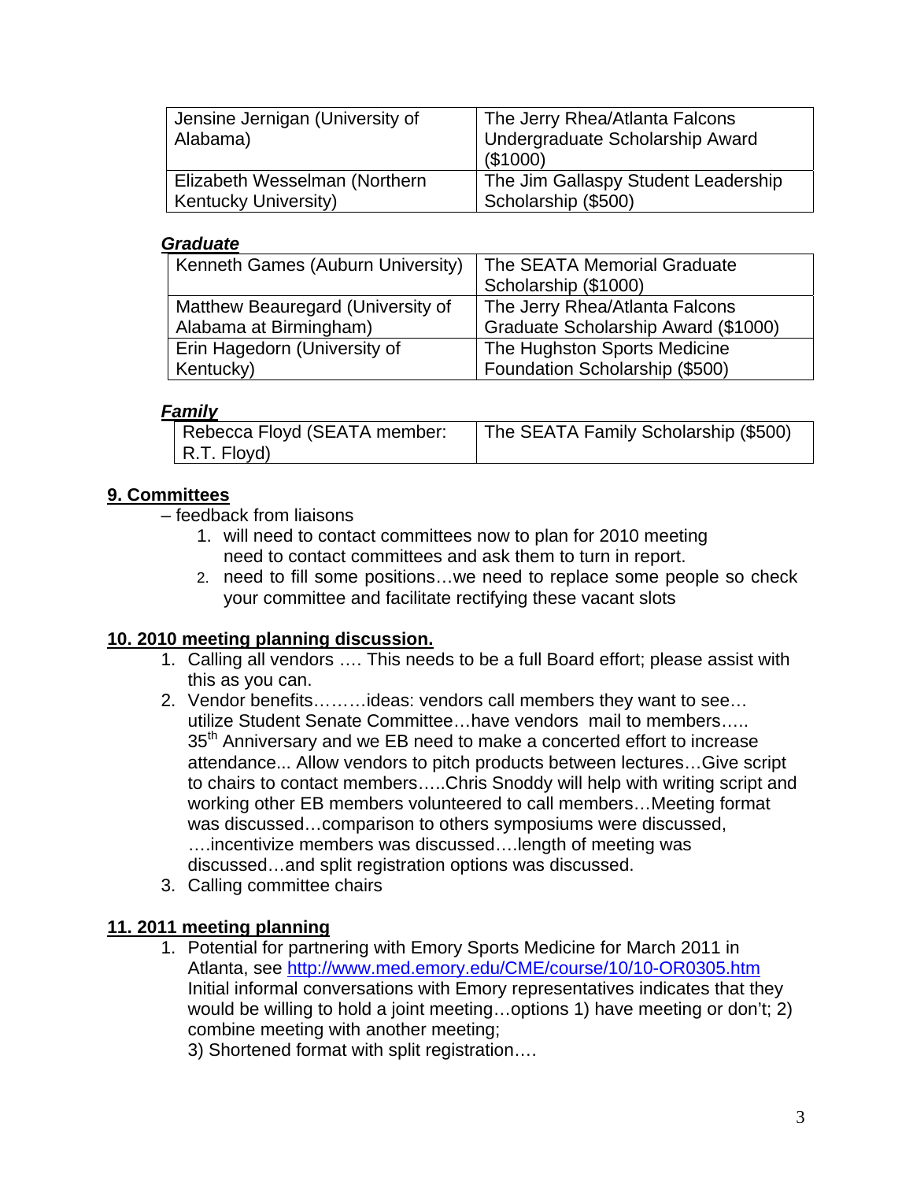| | |
|---|---|
| Jensine Jernigan (University of Alabama) | The Jerry Rhea/Atlanta Falcons Undergraduate Scholarship Award ($1000) |
| Elizabeth Wesselman (Northern Kentucky University) | The Jim Gallaspy Student Leadership Scholarship ($500) |

***Graduate***

| | |
|---|---|
| Kenneth Games (Auburn University) | The SEATA Memorial Graduate Scholarship ($1000) |
| Matthew Beauregard (University of Alabama at Birmingham) | The Jerry Rhea/Atlanta Falcons Graduate Scholarship Award ($1000) |
| Erin Hagedorn (University of Kentucky) | The Hughston Sports Medicine Foundation Scholarship ($500) |

***Family***

| | |
|---|---|
| Rebecca Floyd (SEATA member: R.T. Floyd) | The SEATA Family Scholarship ($500) |

**9. Committees**

– feedback from liaisons

1. will need to contact committees now to plan for 2010 meeting need to contact committees and ask them to turn in report.
2. need to fill some positions…we need to replace some people so check your committee and facilitate rectifying these vacant slots

**10. 2010 meeting planning discussion.**

1. Calling all vendors …. This needs to be a full Board effort; please assist with this as you can.
2. Vendor benefits………ideas: vendors call members they want to see… utilize Student Senate Committee…have vendors mail to members….. 35th Anniversary and we EB need to make a concerted effort to increase attendance... Allow vendors to pitch products between lectures…Give script to chairs to contact members…..Chris Snoddy will help with writing script and working other EB members volunteered to call members…Meeting format was discussed…comparison to others symposiums were discussed, ….incentivize members was discussed….length of meeting was discussed…and split registration options was discussed.
3. Calling committee chairs

**11. 2011 meeting planning**

1. Potential for partnering with Emory Sports Medicine for March 2011 in Atlanta, see http://www.med.emory.edu/CME/course/10/10-OR0305.htm Initial informal conversations with Emory representatives indicates that they would be willing to hold a joint meeting…options 1) have meeting or don't; 2) combine meeting with another meeting;
   3) Shortened format with split registration….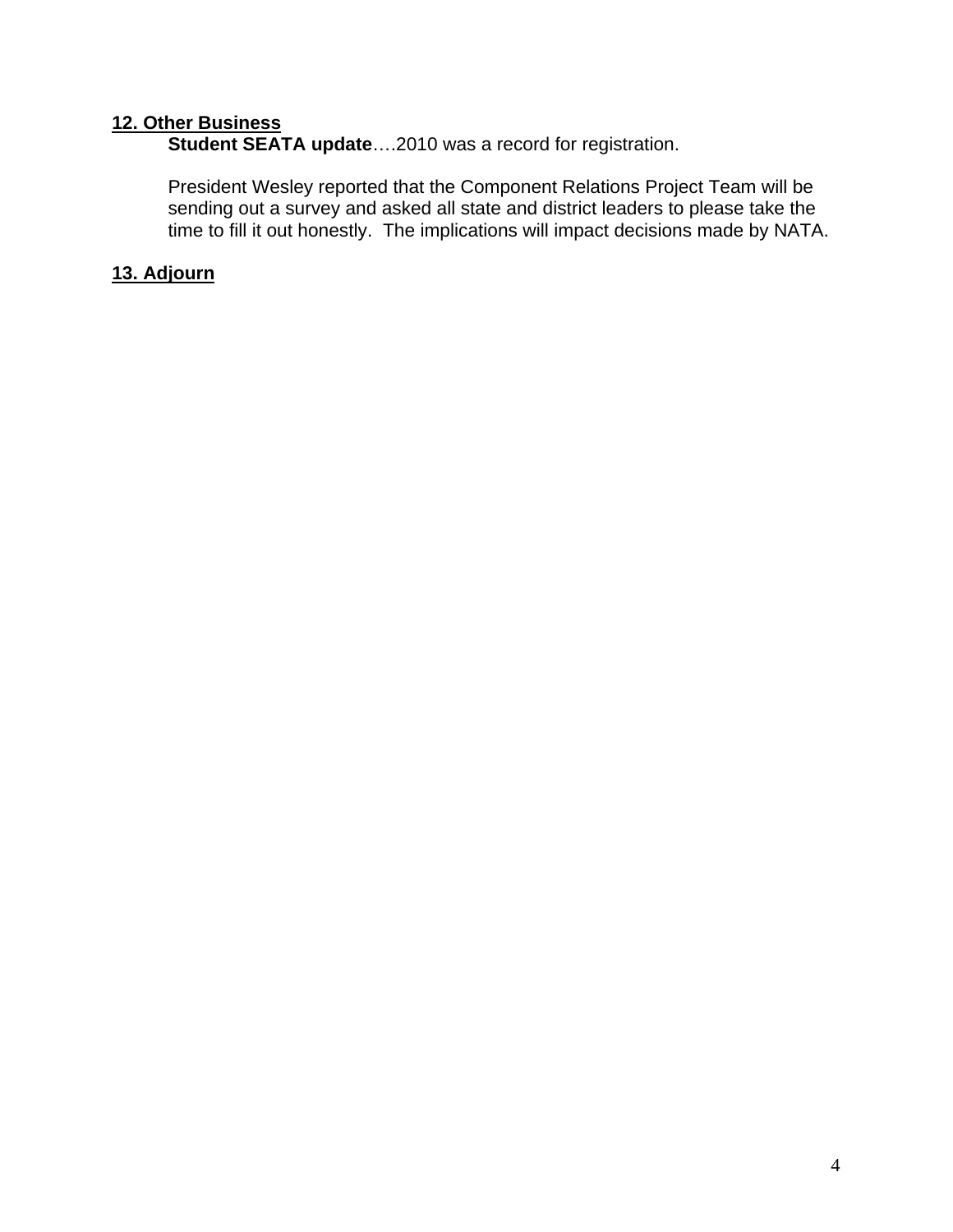**12. Other Business**

**Student SEATA update**….2010 was a record for registration.

President Wesley reported that the Component Relations Project Team will be sending out a survey and asked all state and district leaders to please take the time to fill it out honestly. The implications will impact decisions made by NATA.

**13. Adjourn**